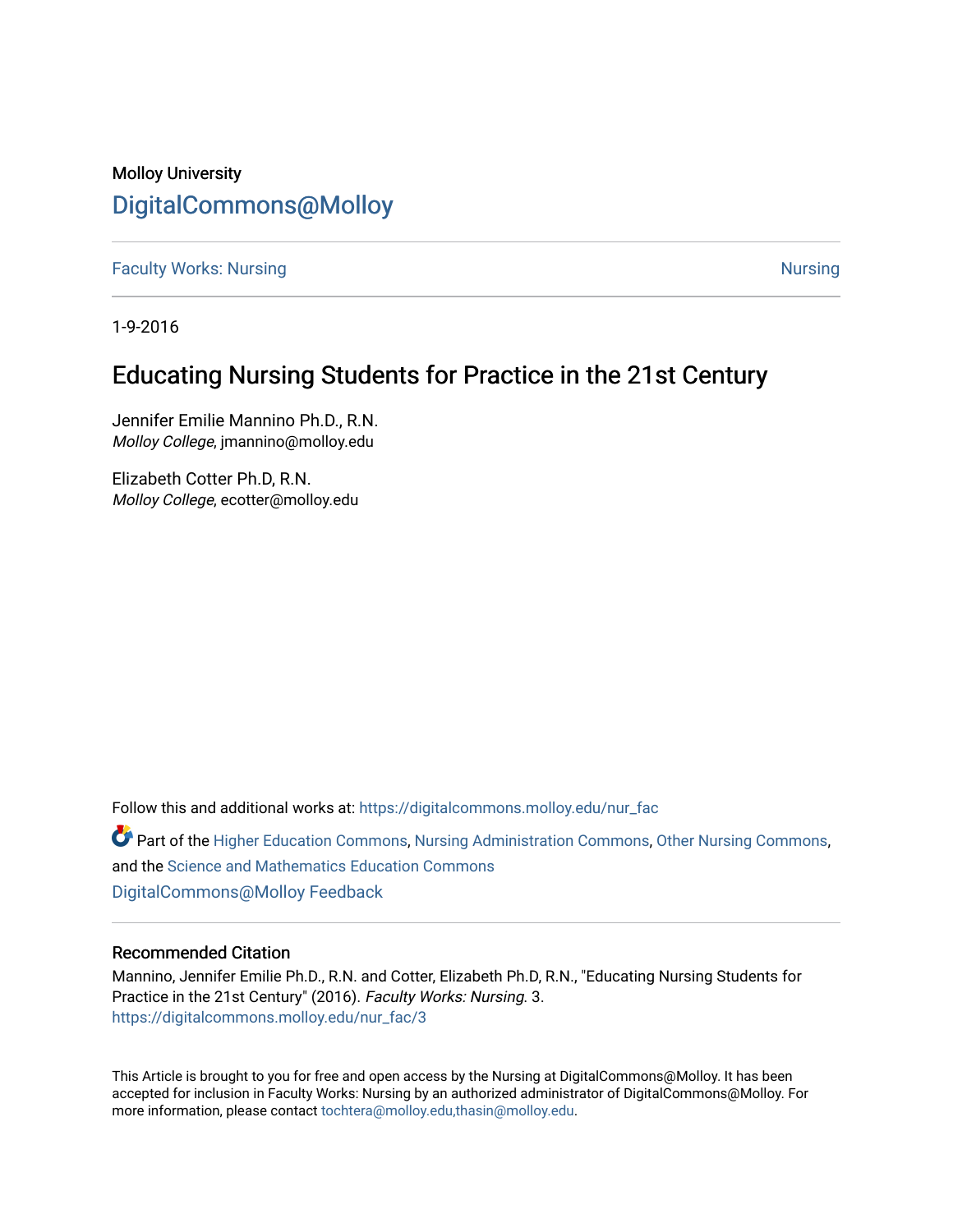Molloy University

DigitalCommons@Molloy

Faculty Works: Nursing | Nursing

1-9-2016

# Educating Nursing Students for Practice in the 21st Century

Jennifer Emilie Mannino Ph.D., R.N.
*Molloy College*, jmannino@molloy.edu

Elizabeth Cotter Ph.D, R.N.
*Molloy College*, ecotter@molloy.edu

Follow this and additional works at: https://digitalcommons.molloy.edu/nur_fac

Part of the Higher Education Commons, Nursing Administration Commons, Other Nursing Commons, and the Science and Mathematics Education Commons

DigitalCommons@Molloy Feedback

## Recommended Citation

Mannino, Jennifer Emilie Ph.D., R.N. and Cotter, Elizabeth Ph.D, R.N., "Educating Nursing Students for Practice in the 21st Century" (2016). *Faculty Works: Nursing*. 3.
https://digitalcommons.molloy.edu/nur_fac/3

This Article is brought to you for free and open access by the Nursing at DigitalCommons@Molloy. It has been accepted for inclusion in Faculty Works: Nursing by an authorized administrator of DigitalCommons@Molloy. For more information, please contact tochtera@molloy.edu,thasin@molloy.edu.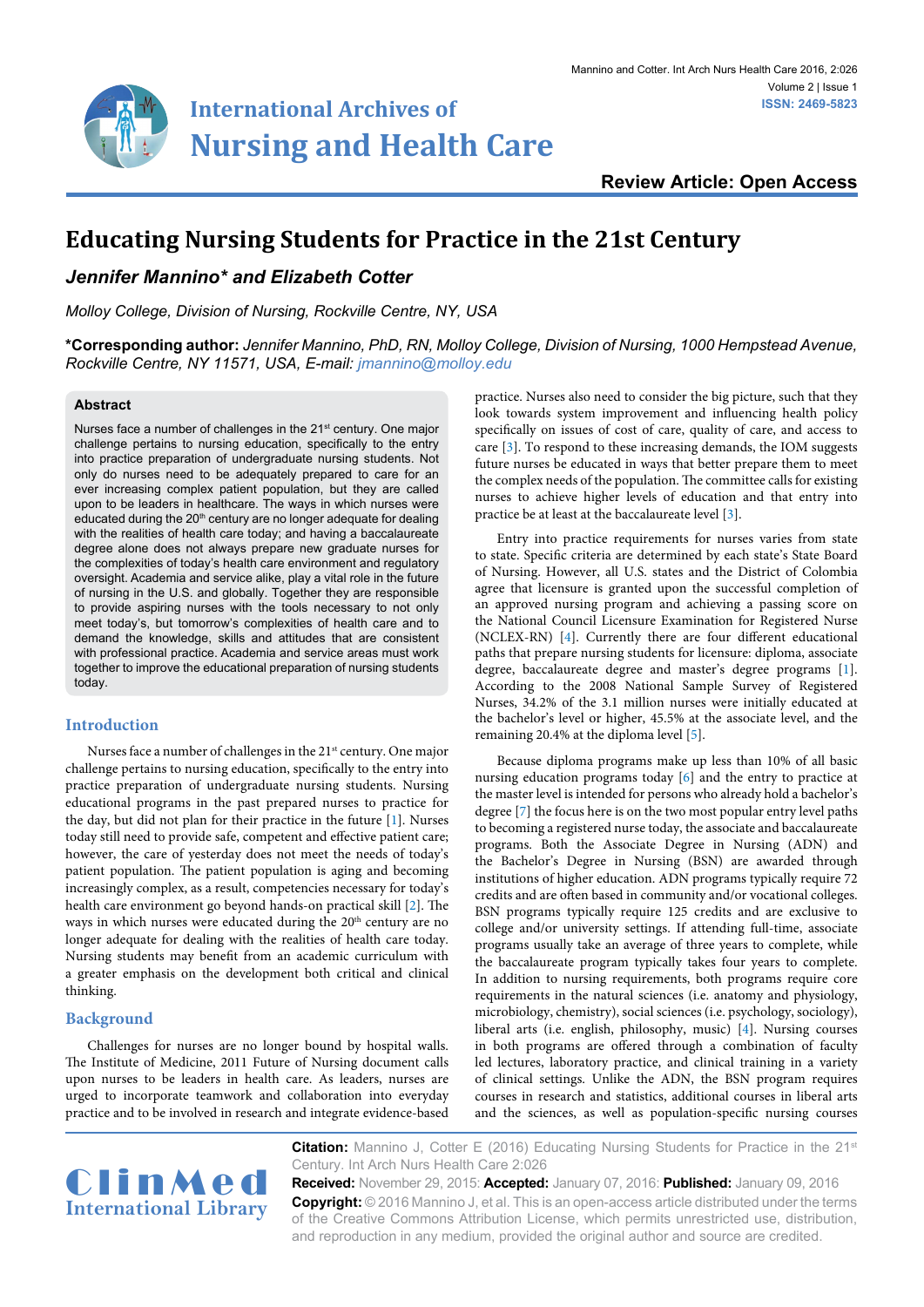# Educating Nursing Students for Practice in the 21st Century

***Jennifer Mannino\* and Elizabeth Cotter***

*Molloy College, Division of Nursing, Rockville Centre, NY, USA*

**\*Corresponding author:** *Jennifer Mannino, PhD, RN, Molloy College, Division of Nursing, 1000 Hempstead Avenue, Rockville Centre, NY 11571, USA, E-mail: jmannino@molloy.edu*

**Review Article: Open Access**

## Abstract

Nurses face a number of challenges in the 21st century. One major challenge pertains to nursing education, specifically to the entry into practice preparation of undergraduate nursing students. Not only do nurses need to be adequately prepared to care for an ever increasing complex patient population, but they are called upon to be leaders in healthcare. The ways in which nurses were educated during the 20th century are no longer adequate for dealing with the realities of health care today; and having a baccalaureate degree alone does not always prepare new graduate nurses for the complexities of today's health care environment and regulatory oversight. Academia and service alike, play a vital role in the future of nursing in the U.S. and globally. Together they are responsible to provide aspiring nurses with the tools necessary to not only meet today's, but tomorrow's complexities of health care and to demand the knowledge, skills and attitudes that are consistent with professional practice. Academia and service areas must work together to improve the educational preparation of nursing students today.

## Introduction

Nurses face a number of challenges in the 21st century. One major challenge pertains to nursing education, specifically to the entry into practice preparation of undergraduate nursing students. Nursing educational programs in the past prepared nurses to practice for the day, but did not plan for their practice in the future [1]. Nurses today still need to provide safe, competent and effective patient care; however, the care of yesterday does not meet the needs of today's patient population. The patient population is aging and becoming increasingly complex, as a result, competencies necessary for today's health care environment go beyond hands-on practical skill [2]. The ways in which nurses were educated during the 20th century are no longer adequate for dealing with the realities of health care today. Nursing students may benefit from an academic curriculum with a greater emphasis on the development both critical and clinical thinking.

## Background

Challenges for nurses are no longer bound by hospital walls. The Institute of Medicine, 2011 Future of Nursing document calls upon nurses to be leaders in health care. As leaders, nurses are urged to incorporate teamwork and collaboration into everyday practice and to be involved in research and integrate evidence-based practice. Nurses also need to consider the big picture, such that they look towards system improvement and influencing health policy specifically on issues of cost of care, quality of care, and access to care [3]. To respond to these increasing demands, the IOM suggests future nurses be educated in ways that better prepare them to meet the complex needs of the population. The committee calls for existing nurses to achieve higher levels of education and that entry into practice be at least at the baccalaureate level [3].

Entry into practice requirements for nurses varies from state to state. Specific criteria are determined by each state's State Board of Nursing. However, all U.S. states and the District of Colombia agree that licensure is granted upon the successful completion of an approved nursing program and achieving a passing score on the National Council Licensure Examination for Registered Nurse (NCLEX-RN) [4]. Currently there are four different educational paths that prepare nursing students for licensure: diploma, associate degree, baccalaureate degree and master's degree programs [1]. According to the 2008 National Sample Survey of Registered Nurses, 34.2% of the 3.1 million nurses were initially educated at the bachelor's level or higher, 45.5% at the associate level, and the remaining 20.4% at the diploma level [5].

Because diploma programs make up less than 10% of all basic nursing education programs today [6] and the entry to practice at the master level is intended for persons who already hold a bachelor's degree [7] the focus here is on the two most popular entry level paths to becoming a registered nurse today, the associate and baccalaureate programs. Both the Associate Degree in Nursing (ADN) and the Bachelor's Degree in Nursing (BSN) are awarded through institutions of higher education. ADN programs typically require 72 credits and are often based in community and/or vocational colleges. BSN programs typically require 125 credits and are exclusive to college and/or university settings. If attending full-time, associate programs usually take an average of three years to complete, while the baccalaureate program typically takes four years to complete. In addition to nursing requirements, both programs require core requirements in the natural sciences (i.e. anatomy and physiology, microbiology, chemistry), social sciences (i.e. psychology, sociology), liberal arts (i.e. english, philosophy, music) [4]. Nursing courses in both programs are offered through a combination of faculty led lectures, laboratory practice, and clinical training in a variety of clinical settings. Unlike the ADN, the BSN program requires courses in research and statistics, additional courses in liberal arts and the sciences, as well as population-specific nursing courses

**Citation:** Mannino J, Cotter E (2016) Educating Nursing Students for Practice in the 21st Century. Int Arch Nurs Health Care 2:026

**Received:** November 29, 2015: **Accepted:** January 07, 2016: **Published:** January 09, 2016

**Copyright:** © 2016 Mannino J, et al. This is an open-access article distributed under the terms of the Creative Commons Attribution License, which permits unrestricted use, distribution, and reproduction in any medium, provided the original author and source are credited.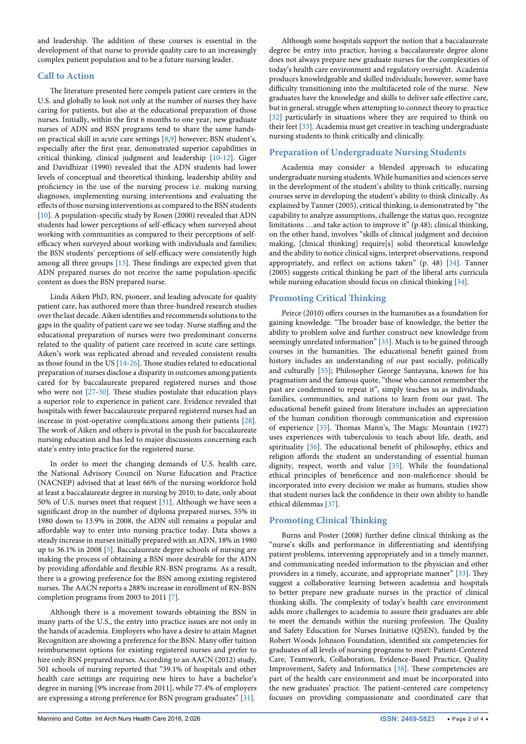and leadership. The addition of these courses is essential in the development of that nurse to provide quality care to an increasingly complex patient population and to be a future nursing leader.

## Call to Action

The literature presented here compels patient care centers in the U.S. and globally to look not only at the number of nurses they have caring for patients, but also at the educational preparation of those nurses. Initially, within the first 6 months to one year, new graduate nurses of ADN and BSN programs tend to share the same hands-on practical skill in acute care settings [8,9] however; BSN student's, especially after the first year, demonstrated superior capabilities in critical thinking, clinical judgment and leadership [10-12]. Giger and Davidhizar (1990) revealed that the ADN students had lower levels of conceptual and theoretical thinking, leadership ability and proficiency in the use of the nursing process i.e. making nursing diagnoses, implementing nursing interventions and evaluating the effects of those nursing interventions as compared to the BSN students [10]. A population-specific study by Rosen (2000) revealed that ADN students had lower perceptions of self-efficacy when surveyed about working with communities as compared to their perceptions of self-efficacy when surveyed about working with individuals and families; the BSN students' perceptions of self-efficacy were consistently high among all three groups [13]. These findings are expected given that ADN prepared nurses do not receive the same population-specific content as does the BSN prepared nurse.

Linda Aiken PhD, RN, pioneer, and leading advocate for quality patient care, has authored more than three-hundred research studies over the last decade. Aiken identifies and recommends solutions to the gaps in the quality of patient care we see today. Nurse staffing and the educational preparation of nurses were two predominant concerns related to the quality of patient care received in acute care settings. Aiken's work was replicated abroad and revealed consistent results as those found in the US [14-26]. Those studies related to educational preparation of nurses disclose a disparity in outcomes among patients cared for by baccalaureate prepared registered nurses and those who were not [27-30]. These studies postulate that education plays a superior role to experience in patient care. Evidence revealed that hospitals with fewer baccalaureate prepared registered nurses had an increase in post-operative complications among their patients [28]. The work of Aiken and others is pivotal in the push for baccalaureate nursing education and has led to major discussions concerning each state's entry into practice for the registered nurse.

In order to meet the changing demands of U.S. health care, the National Advisory Council on Nurse Education and Practice (NACNEP) advised that at least 66% of the nursing workforce hold at least a baccalaureate degree in nursing by 2010; to date, only about 50% of U.S. nurses meet that request [31]. Although we have seen a significant drop in the number of diploma prepared nurses, 55% in 1980 down to 13.9% in 2008, the ADN still remains a popular and affordable way to enter into nursing practice today. Data shows a steady increase in nurses initially prepared with an ADN, 18% in 1980 up to 36.1% in 2008 [5]. Baccalaureate degree schools of nursing are making the process of obtaining a BSN more desirable for the ADN by providing affordable and flexible RN-BSN programs. As a result, there is a growing preference for the BSN among existing registered nurses. The AACN reports a 288% increase in enrollment of RN-BSN completion programs from 2003 to 2011 [7].

Although there is a movement towards obtaining the BSN in many parts of the U.S., the entry into practice issues are not only in the hands of academia. Employers who have a desire to attain Magnet Recognition are showing a preference for the BSN. Many offer tuition reimbursement options for existing registered nurses and prefer to hire only BSN prepared nurses. According to an AACN (2012) study, 501 schools of nursing reported that "39.1% of hospitals and other health care settings are requiring new hires to have a bachelor's degree in nursing [9% increase from 2011], while 77.4% of employers are expressing a strong preference for BSN program graduates" [31].

Although some hospitals support the notion that a baccalaureate degree be entry into practice, having a baccalaureate degree alone does not always prepare new graduate nurses for the complexities of today's health care environment and regulatory oversight. Academia produces knowledgeable and skilled individuals; however, some have difficulty transitioning into the multifaceted role of the nurse. New graduates have the knowledge and skills to deliver safe effective care, but in general, struggle when attempting to connect theory to practice [32] particularly in situations where they are required to think on their feet [33]. Academia must get creative in teaching undergraduate nursing students to think critically and clinically.

## Preparation of Undergraduate Nursing Students

Academia may consider a blended approach to educating undergraduate nursing students. While humanities and sciences serve in the development of the student's ability to think critically, nursing courses serve in developing the student's ability to think clinically. As explained by Tanner (2005), critical thinking, is demonstrated by "the capability to analyze assumptions, challenge the status quo, recognize limitations …and take action to improve it" (p.48); clinical thinking, on the other hand, involves "skills of clinical judgment and decision making, [clinical thinking] require[s] solid theoretical knowledge and the ability to notice clinical signs, interpret observations, respond appropriately, and reflect on actions taken" (p. 48) [34]. Tanner (2005) suggests critical thinking be part of the liberal arts curricula while nursing education should focus on clinical thinking [34].

## Promoting Critical Thinking

Peirce (2010) offers courses in the humanities as a foundation for gaining knowledge. "The broader base of knowledge, the better the ability to problem solve and further construct new knowledge from seemingly unrelated information" [35]. Much is to be gained through courses in the humanities. The educational benefit gained from history includes an understanding of our past socially, politically and culturally [35]; Philosopher George Santayana, known for his pragmatism and the famous quote, "those who cannot remember the past are condemned to repeat it", simply teaches us as individuals, families, communities, and nations to learn from our past. The educational benefit gained from literature includes an appreciation of the human condition thorough communication and expression of experience [35]. Thomas Mann's, The Magic Mountain (1927) uses experiences with tuberculosis to teach about life, death, and spirituality [36]. The educational benefit of philosophy, ethics and religion affords the student an understanding of essential human dignity, respect, worth and value [35]. While the foundational ethical principles of beneficence and non-maleficence should be incorporated into every decision we make as humans, studies show that student nurses lack the confidence in their own ability to handle ethical dilemmas [37].

## Promoting Clinical Thinking

Burns and Poster (2008) further define clinical thinking as the "nurse's skills and performance in differentiating and identifying patient problems, intervening appropriately and in a timely manner, and communicating needed information to the physician and other providers in a timely, accurate, and appropriate manner" [33]. They suggest a collaborative learning between academia and hospitals to better prepare new graduate nurses in the practice of clinical thinking skills. The complexity of today's health care environment adds more challenges to academia to assure their graduates are able to meet the demands within the nursing profession. The Quality and Safety Education for Nurses Initiative (QSEN), funded by the Robert Woods Johnson Foundation, identified six competencies for graduates of all levels of nursing programs to meet: Patient-Centered Care, Teamwork, Collaboration, Evidence-Based Practice, Quality Improvement, Safety and Informatics [38]. These competencies are part of the health care environment and must be incorporated into the new graduates' practice. The patient-centered care competency focuses on providing compassionate and coordinated care that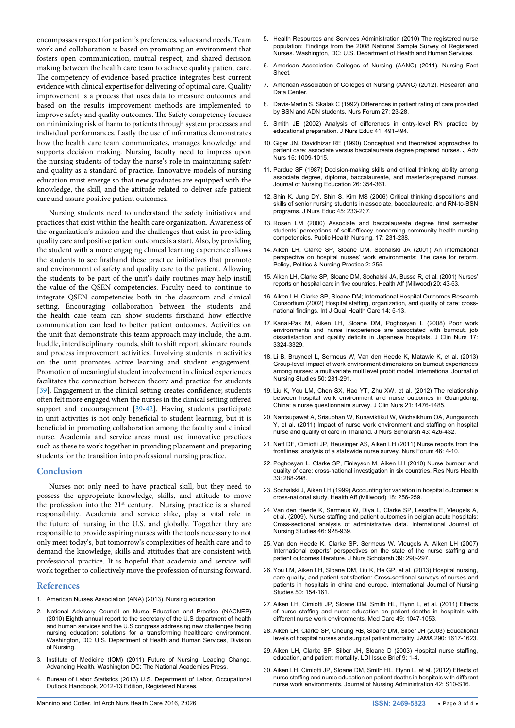encompasses respect for patient's preferences, values and needs. Team work and collaboration is based on promoting an environment that fosters open communication, mutual respect, and shared decision making between the health care team to achieve quality patient care. The competency of evidence-based practice integrates best current evidence with clinical expertise for delivering of optimal care. Quality improvement is a process that uses data to measure outcomes and based on the results improvement methods are implemented to improve safety and quality outcomes. The Safety competency focuses on minimizing risk of harm to patients through system processes and individual performances. Lastly the use of informatics demonstrates how the health care team communicates, manages knowledge and supports decision making. Nursing faculty need to impress upon the nursing students of today the nurse's role in maintaining safety and quality as a standard of practice. Innovative models of nursing education must emerge so that new graduates are equipped with the knowledge, the skill, and the attitude related to deliver safe patient care and assure positive patient outcomes.

Nursing students need to understand the safety initiatives and practices that exist within the health care organization. Awareness of the organization's mission and the challenges that exist in providing quality care and positive patient outcomes is a start. Also, by providing the student with a more engaging clinical learning experience allows the students to see firsthand these practice initiatives that promote and environment of safety and quality care to the patient. Allowing the students to be part of the unit's daily routines may help instill the value of the QSEN competencies. Faculty need to continue to integrate QSEN competencies both in the classroom and clinical setting. Encouraging collaboration between the students and the health care team can show students firsthand how effective communication can lead to better patient outcomes. Activities on the unit that demonstrate this team approach may include, the a.m. huddle, interdisciplinary rounds, shift to shift report, skincare rounds and process improvement activities. Involving students in activities on the unit promotes active learning and student engagement. Promotion of meaningful student involvement in clinical experiences facilitates the connection between theory and practice for students [39]. Engagement in the clinical setting creates confidence; students often felt more engaged when the nurses in the clinical setting offered support and encouragement [39-42]. Having students participate in unit activities is not only beneficial to student learning, but it is beneficial in promoting collaboration among the faculty and clinical nurse. Academia and service areas must use innovative practices such as these to work together in providing placement and preparing students for the transition into professional nursing practice.

## Conclusion

Nurses not only need to have practical skill, but they need to possess the appropriate knowledge, skills, and attitude to move the profession into the 21st century. Nursing practice is a shared responsibility. Academia and service alike, play a vital role in the future of nursing in the U.S. and globally. Together they are responsible to provide aspiring nurses with the tools necessary to not only meet today's, but tomorrow's complexities of health care and to demand the knowledge, skills and attitudes that are consistent with professional practice. It is hopeful that academia and service will work together to collectively move the profession of nursing forward.

## References

1. American Nurses Association (ANA) (2013). Nursing education.
2. National Advisory Council on Nurse Education and Practice (NACNEP) (2010) Eighth annual report to the secretary of the U.S department of health and human services and the U.S congress addressing new challenges facing nursing education: solutions for a transforming healthcare environment. Washington, DC: U.S. Department of Health and Human Services, Division of Nursing.
3. Institute of Medicine (IOM) (2011) Future of Nursing: Leading Change, Advancing Health. Washington DC: The National Academies Press.
4. Bureau of Labor Statistics (2013) U.S. Department of Labor, Occupational Outlook Handbook, 2012-13 Edition, Registered Nurses.
5. Health Resources and Services Administration (2010) The registered nurse population: Findings from the 2008 National Sample Survey of Registered Nurses. Washington, DC: U.S. Department of Health and Human Services.
6. American Association Colleges of Nursing (AANC) (2011). Nursing Fact Sheet.
7. American Association of Colleges of Nursing (AANC) (2012). Research and Data Center.
8. Davis-Martin S, Skalak C (1992) Differences in patient rating of care provided by BSN and ADN students. Nurs Forum 27: 23-28.
9. Smith JE (2002) Analysis of differences in entry-level RN practice by educational preparation. J Nurs Educ 41: 491-494.
10. Giger JN, Davidhizar RE (1990) Conceptual and theoretical approaches to patient care: associate versus baccalaureate degree prepared nurses. J Adv Nurs 15: 1009-1015.
11. Pardue SF (1987) Decision-making skills and critical thinking ability among associate degree, diploma, baccalaureate, and master's-prepared nurses. Journal of Nursing Education 26: 354-361.
12. Shin K, Jung DY, Shin S, Kim MS (2006) Critical thinking dispositions and skills of senior nursing students in associate, baccalaureate, and RN-to-BSN programs. J Nurs Educ 45: 233-237.
13. Rosen LM (2000) Associate and baccalaureate degree final semester students' perceptions of self-efficacy concerning community health nursing competencies. Public Health Nursing, 17: 231-238.
14. Aiken LH, Clarke SP, Sloane DM, Sochalski JA (2001) An international perspective on hospital nurses' work environments: The case for reform. Policy, Politics & Nursing Practice 2: 255.
15. Aiken LH, Clarke SP, Sloane DM, Sochalski JA, Busse R, et al. (2001) Nurses' reports on hospital care in five countries. Health Aff (Millwood) 20: 43-53.
16. Aiken LH, Clarke SP, Sloane DM; International Hospital Outcomes Research Consortium (2002) Hospital staffing, organization, and quality of care: cross-national findings. Int J Qual Health Care 14: 5-13.
17. Kanai-Pak M, Aiken LH, Sloane DM, Poghosyan L (2008) Poor work environments and nurse inexperience are associated with burnout, job dissatisfaction and quality deficits in Japanese hospitals. J Clin Nurs 17: 3324-3329.
18. Li B, Bruyneel L, Sermeus W, Van den Heede K, Matawie K, et al. (2013) Group-level impact of work environment dimensions on burnout experiences among nurses: a multivariate multilevel probit model. International Journal of Nursing Studies 50: 281-291.
19. Liu K, You LM, Chen SX, Hao YT, Zhu XW, et al. (2012) The relationship between hospital work environment and nurse outcomes in Guangdong, China: a nurse questionnaire survey. J Clin Nurs 21: 1476-1485.
20. Nantsupawat A, Srisuphan W, Kunaviktikul W, Wichaikhum OA, Aungsuroch Y, et al. (2011) Impact of nurse work environment and staffing on hospital nurse and quality of care in Thailand. J Nurs Scholarsh 43: 426-432.
21. Neff DF, Cimiotti JP, Heusinger AS, Aiken LH (2011) Nurse reports from the frontlines: analysis of a statewide nurse survey. Nurs Forum 46: 4-10.
22. Poghosyan L, Clarke SP, Finlayson M, Aiken LH (2010) Nurse burnout and quality of care: cross-national investigation in six countries. Res Nurs Health 33: 288-298.
23. Sochalski J, Aiken LH (1999) Accounting for variation in hospital outcomes: a cross-national study. Health Aff (Millwood) 18: 256-259.
24. Van den Heede K, Sermeus W, Diya L, Clarke SP, Lesaffre E, Vleugels A, et al. (2009). Nurse staffing and patient outcomes in belgian acute hospitals: Cross-sectional analysis of administrative data. International Journal of Nursing Studies 46: 928-939.
25. Van den Heede K, Clarke SP, Sermeus W, Vleugels A, Aiken LH (2007) International experts' perspectives on the state of the nurse staffing and patient outcomes literature. J Nurs Scholarsh 39: 290-297.
26. You LM, Aiken LH, Sloane DM, Liu K, He GP, et al. (2013) Hospital nursing, care quality, and patient satisfaction: Cross-sectional surveys of nurses and patients in hospitals in china and europe. International Journal of Nursing Studies 50: 154-161.
27. Aiken LH, Cimiotti JP, Sloane DM, Smith HL, Flynn L, et al. (2011) Effects of nurse staffing and nurse education on patient deaths in hospitals with different nurse work environments. Med Care 49: 1047-1053.
28. Aiken LH, Clarke SP, Cheung RB, Sloane DM, Silber JH (2003) Educational levels of hospital nurses and surgical patient mortality. JAMA 290: 1617-1623.
29. Aiken LH, Clarke SP, Silber JH, Sloane D (2003) Hospital nurse staffing, education, and patient mortality. LDI Issue Brief 9: 1-4.
30. Aiken LH, Cimiotti JP, Sloane DM, Smith HL, Flynn L, et al. (2012) Effects of nurse staffing and nurse education on patient deaths in hospitals with different nurse work environments. Journal of Nursing Administration 42: S10-S16.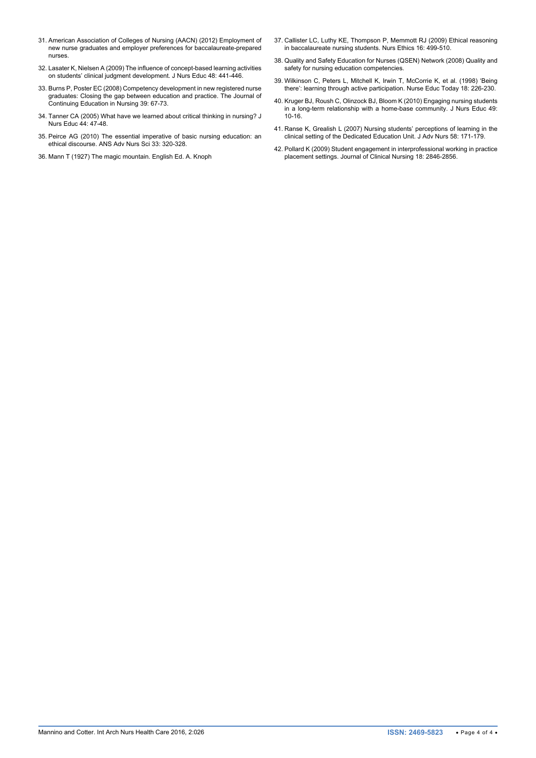31. American Association of Colleges of Nursing (AACN) (2012) Employment of new nurse graduates and employer preferences for baccalaureate-prepared nurses.

32. Lasater K, Nielsen A (2009) The influence of concept-based learning activities on students' clinical judgment development. J Nurs Educ 48: 441-446.

33. Burns P, Poster EC (2008) Competency development in new registered nurse graduates: Closing the gap between education and practice. The Journal of Continuing Education in Nursing 39: 67-73.

34. Tanner CA (2005) What have we learned about critical thinking in nursing? J Nurs Educ 44: 47-48.

35. Peirce AG (2010) The essential imperative of basic nursing education: an ethical discourse. ANS Adv Nurs Sci 33: 320-328.

36. Mann T (1927) The magic mountain. English Ed. A. Knoph

37. Callister LC, Luthy KE, Thompson P, Memmott RJ (2009) Ethical reasoning in baccalaureate nursing students. Nurs Ethics 16: 499-510.

38. Quality and Safety Education for Nurses (QSEN) Network (2008) Quality and safety for nursing education competencies.

39. Wilkinson C, Peters L, Mitchell K, Irwin T, McCorrie K, et al. (1998) 'Being there': learning through active participation. Nurse Educ Today 18: 226-230.

40. Kruger BJ, Roush C, Olinzock BJ, Bloom K (2010) Engaging nursing students in a long-term relationship with a home-base community. J Nurs Educ 49: 10-16.

41. Ranse K, Grealish L (2007) Nursing students' perceptions of learning in the clinical setting of the Dedicated Education Unit. J Adv Nurs 58: 171-179.

42. Pollard K (2009) Student engagement in interprofessional working in practice placement settings. Journal of Clinical Nursing 18: 2846-2856.